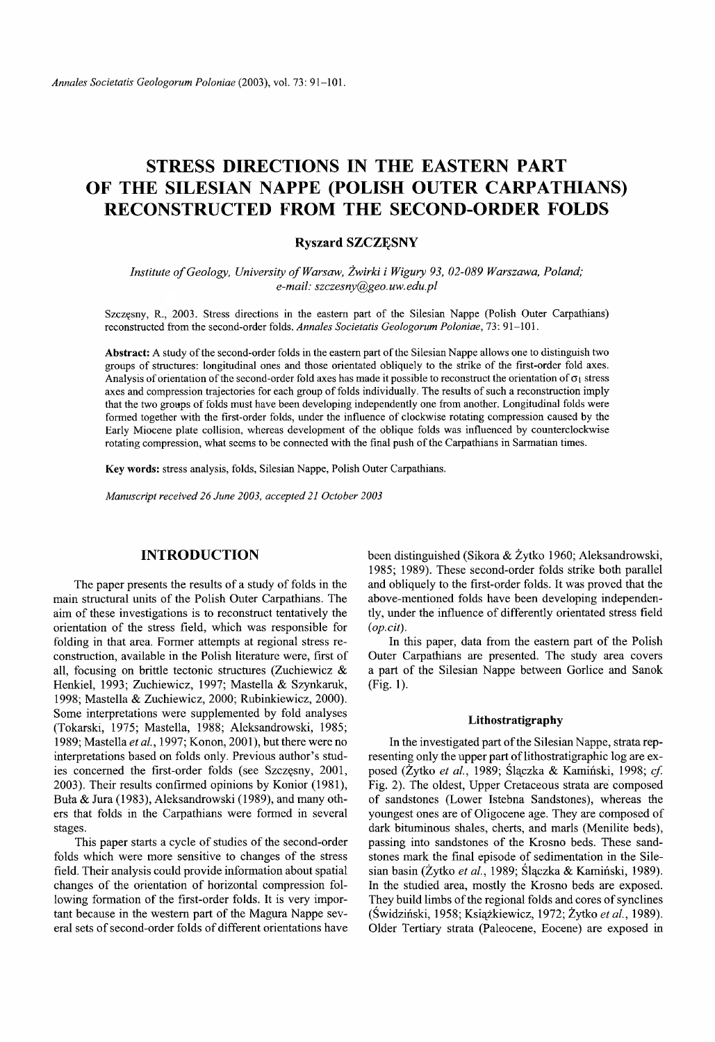# STRESS DIRECTIONS IN THE EASTERN PART OF THE SILESIAN NAPPE (POLISH OUTER CARPATHIANS) RECONSTRUCTED FROM THE SECOND-ORDER FOLDS

**Ryszard SZCZĘSNY**

*Institute of Geology, University of Warsaw, Żwirki i Wigury 93, 02-089 Warszawa, Poland; e-mail: szczesny@geo.uw.edu.pl*

Szczęsny, R., 2003. Stress directions in the eastern part of the Silesian Nappe (Polish Outer Carpathians) reconstructed from the second-order folds. *Annales Societatis Geologorum Poloniae*, 73: 91–101.

**Abstract:** A study of the second-order folds in the eastern part of the Silesian Nappe allows one to distinguish two groups of structures: longitudinal ones and those orientated obliquely to the strike of the first-order fold axes. Analysis of orientation of the second-order fold axes has made it possible to reconstruct the orientation of $\sigma_1$ stress axes and compression trajectories for each group of folds individually. The results of such a reconstruction imply that the two groups of folds must have been developing independently one from another. Longitudinal folds were formed together with the first-order folds, under the influence of clockwise rotating compression caused by the Early Miocene plate collision, whereas development of the oblique folds was influenced by counterclockwise rotating compression, what seems to be connected with the final push of the Carpathians in Sarmatian times.

**Key words:** stress analysis, folds, Silesian Nappe, Polish Outer Carpathians.

*Manuscript received 26 June 2003, accepted 21 October 2003*

## INTRODUCTION

The paper presents the results of a study of folds in the main structural units of the Polish Outer Carpathians. The aim of these investigations is to reconstruct tentatively the orientation of the stress field, which was responsible for folding in that area. Former attempts at regional stress reconstruction, available in the Polish literature were, first of all, focusing on brittle tectonic structures (Zuchiewicz & Henkiel, 1993; Zuchiewicz, 1997; Mastella & Szynkaruk, 1998; Mastella & Zuchiewicz, 2000; Rubinkiewicz, 2000). Some interpretations were supplemented by fold analyses (Tokarski, 1975; Mastella, 1988; Aleksandrowski, 1985; 1989; Mastella *et al.*, 1997; Konon, 2001), but there were no interpretations based on folds only. Previous author's studies concerned the first-order folds (see Szczęsny, 2001, 2003). Their results confirmed opinions by Konior (1981), Buła & Jura (1983), Aleksandrowski (1989), and many others that folds in the Carpathians were formed in several stages.

This paper starts a cycle of studies of the second-order folds which were more sensitive to changes of the stress field. Their analysis could provide information about spatial changes of the orientation of horizontal compression following formation of the first-order folds. It is very important because in the western part of the Magura Nappe several sets of second-order folds of different orientations have been distinguished (Sikora & Żytko 1960; Aleksandrowski, 1985; 1989). These second-order folds strike both parallel and obliquely to the first-order folds. It was proved that the above-mentioned folds have been developing independently, under the influence of differently orientated stress field (*op.cit*).

In this paper, data from the eastern part of the Polish Outer Carpathians are presented. The study area covers a part of the Silesian Nappe between Gorlice and Sanok (Fig. 1).

### Lithostratigraphy

In the investigated part of the Silesian Nappe, strata representing only the upper part of lithostratigraphic log are exposed (Żytko *et al.*, 1989; Ślączka & Kamiński, 1998; *cf.* Fig. 2). The oldest, Upper Cretaceous strata are composed of sandstones (Lower Istebna Sandstones), whereas the youngest ones are of Oligocene age. They are composed of dark bituminous shales, cherts, and marls (Menilite beds), passing into sandstones of the Krosno beds. These sandstones mark the final episode of sedimentation in the Silesian basin (Żytko *et al.*, 1989; Ślączka & Kamiński, 1989). In the studied area, mostly the Krosno beds are exposed. They build limbs of the regional folds and cores of synclines (Świdziński, 1958; Książkiewicz, 1972; Żytko *et al.*, 1989). Older Tertiary strata (Paleocene, Eocene) are exposed in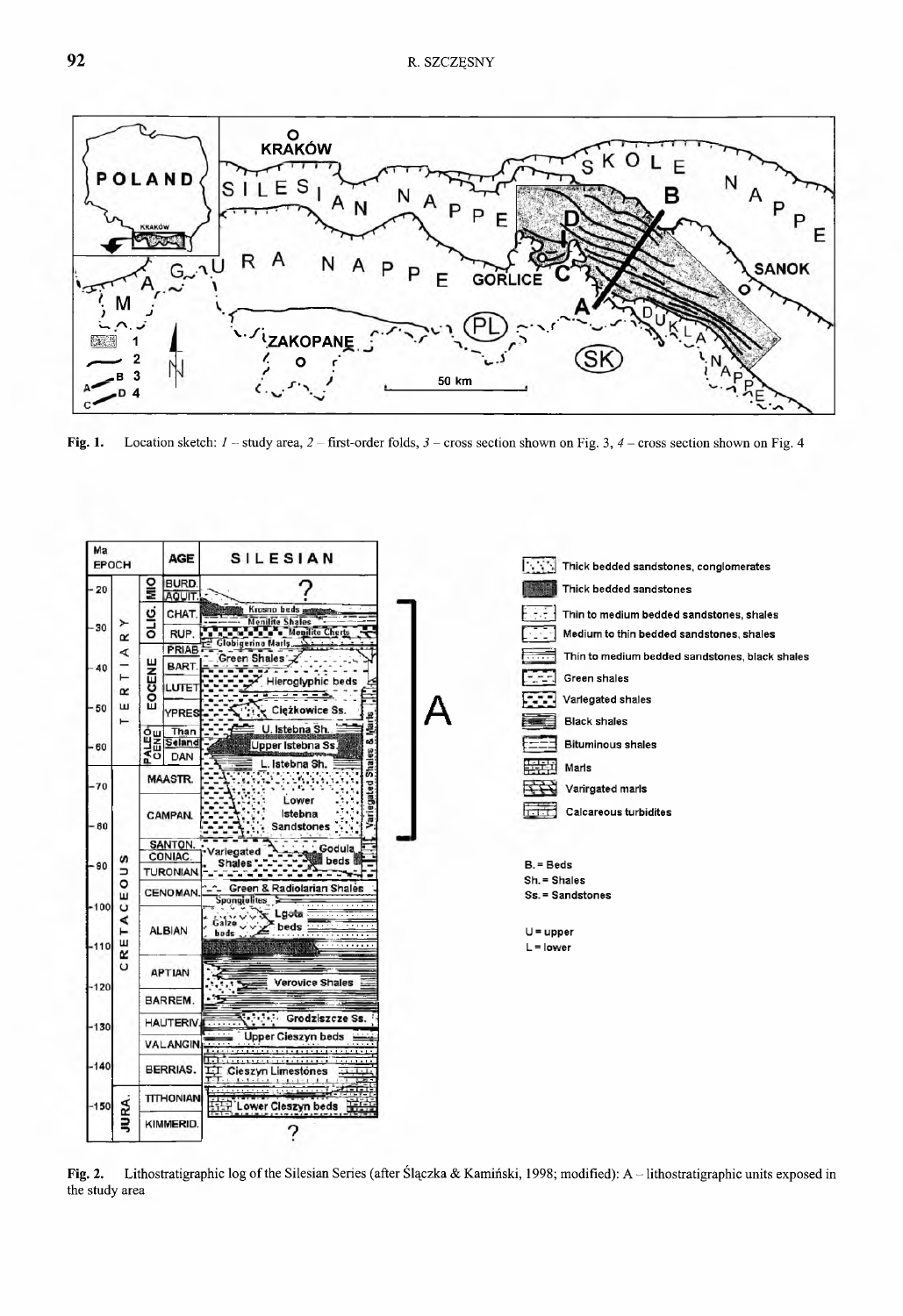Fig. 1. Location sketch: *1* – study area, *2* – first-order folds, *3* – cross section shown on Fig. 3, *4* – cross section shown on Fig. 4

Fig. 2. Lithostratigraphic log of the Silesian Series (after Ślączka & Kamiński, 1998; modified): A – lithostratigraphic units exposed in the study area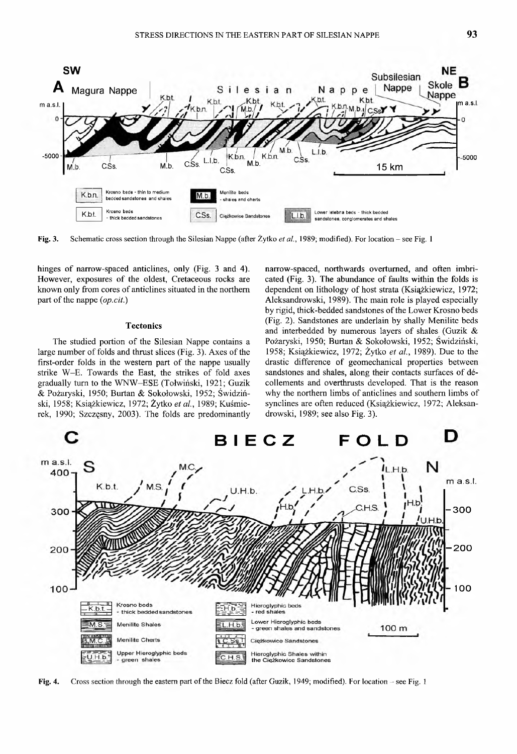Fig. 3. Schematic cross section through the Silesian Nappe (after Żytko *et al.*, 1989; modified). For location – see Fig. 1

hinges of narrow-spaced anticlines, only (Fig. 3 and 4). However, exposures of the oldest, Cretaceous rocks are known only from cores of anticlines situated in the northern part of the nappe (*op.cit.*)

### Tectonics

The studied portion of the Silesian Nappe contains a large number of folds and thrust slices (Fig. 3). Axes of the first-order folds in the western part of the nappe usually strike W–E. Towards the East, the strikes of fold axes gradually turn to the WNW–ESE (Tołwiński, 1921; Guzik & Pożaryski, 1950; Burtan & Sokołowski, 1952; Świdziński, 1958; Książkiewicz, 1972; Żytko *et al.*, 1989; Kuśmierek, 1990; Szczęsny, 2003). The folds are predominantly narrow-spaced, northwards overturned, and often imbricated (Fig. 3). The abundance of faults within the folds is dependent on lithology of host strata (Książkiewicz, 1972; Aleksandrowski, 1989). The main role is played especially by rigid, thick-bedded sandstones of the Lower Krosno beds (Fig. 2). Sandstones are underlain by shally Menilite beds and interbedded by numerous layers of shales (Guzik & Pożaryski, 1950; Burtan & Sokołowski, 1952; Świdziński, 1958; Książkiewicz, 1972; Żytko *et al.*, 1989). Due to the drastic difference of geomechanical properties between sandstones and shales, along their contacts surfaces of décollements and overthrusts developed. That is the reason why the northern limbs of anticlines and southern limbs of synclines are often reduced (Książkiewicz, 1972; Aleksandrowski, 1989; see also Fig. 3).

Fig. 4. Cross section through the eastern part of the Biecz fold (after Guzik, 1949; modified). For location – see Fig. 1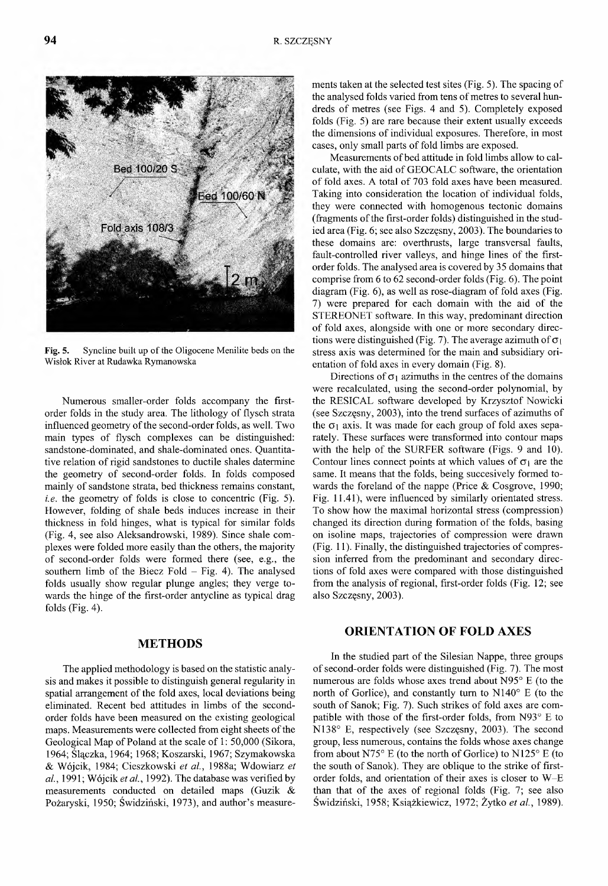Fig. 5. Syncline built up of the Oligocene Menilite beds on the Wisłok River at Rudawka Rymanowska

Numerous smaller-order folds accompany the first-order folds in the study area. The lithology of flysch strata influenced geometry of the second-order folds, as well. Two main types of flysch complexes can be distinguished: sandstone-dominated, and shale-dominated ones. Quantitative relation of rigid sandstones to ductile shales datermine the geometry of second-order folds. In folds composed mainly of sandstone strata, bed thickness remains constant, *i.e.* the geometry of folds is close to concentric (Fig. 5). However, folding of shale beds induces increase in their thickness in fold hinges, what is typical for similar folds (Fig. 4, see also Aleksandrowski, 1989). Since shale complexes were folded more easily than the others, the majority of second-order folds were formed there (see, e.g., the southern limb of the Biecz Fold – Fig. 4). The analysed folds usually show regular plunge angles; they verge towards the hinge of the first-order antycline as typical drag folds (Fig. 4).

## METHODS

The applied methodology is based on the statistic analysis and makes it possible to distinguish general regularity in spatial arrangement of the fold axes, local deviations being eliminated. Recent bed attitudes in limbs of the second-order folds have been measured on the existing geological maps. Measurements were collected from eight sheets of the Geological Map of Poland at the scale of 1: 50,000 (Sikora, 1964; Ślączka, 1964; 1968; Koszarski, 1967; Szymakowska & Wójcik, 1984; Cieszkowski *et al.*, 1988a; Wdowiarz *et al.*, 1991; Wójcik *et al.*, 1992). The database was verified by measurements conducted on detailed maps (Guzik & Pożaryski, 1950; Świdziński, 1973), and author's measurements taken at the selected test sites (Fig. 5). The spacing of the analysed folds varied from tens of metres to several hundreds of metres (see Figs. 4 and 5). Completely exposed folds (Fig. 5) are rare because their extent usually exceeds the dimensions of individual exposures. Therefore, in most cases, only small parts of fold limbs are exposed.

Measurements of bed attitude in fold limbs allow to calculate, with the aid of GEOCALC software, the orientation of fold axes. A total of 703 fold axes have been measured. Taking into consideration the location of individual folds, they were connected with homogenous tectonic domains (fragments of the first-order folds) distinguished in the studied area (Fig. 6; see also Szczęsny, 2003). The boundaries to these domains are: overthrusts, large transversal faults, fault-controlled river valleys, and hinge lines of the first-order folds. The analysed area is covered by 35 domains that comprise from 6 to 62 second-order folds (Fig. 6). The point diagram (Fig. 6), as well as rose-diagram of fold axes (Fig. 7) were prepared for each domain with the aid of the STEREONET software. In this way, predominant direction of fold axes, alongside with one or more secondary directions were distinguished (Fig. 7). The average azimuth of $\sigma_1$ stress axis was determined for the main and subsidiary orientation of fold axes in every domain (Fig. 8).

Directions of $\sigma_1$ azimuths in the centres of the domains were recalculated, using the second-order polynomial, by the RESICAL software developed by Krzysztof Nowicki (see Szczęsny, 2003), into the trend surfaces of azimuths of the $\sigma_1$ axis. It was made for each group of fold axes separately. These surfaces were transformed into contour maps with the help of the SURFER software (Figs. 9 and 10). Contour lines connect points at which values of $\sigma_1$ are the same. It means that the folds, being succesively formed towards the foreland of the nappe (Price & Cosgrove, 1990; Fig. 11.41), were influenced by similarly orientated stress. To show how the maximal horizontal stress (compression) changed its direction during formation of the folds, basing on isoline maps, trajectories of compression were drawn (Fig. 11). Finally, the distinguished trajectories of compression inferred from the predominant and secondary directions of fold axes were compared with those distinguished from the analysis of regional, first-order folds (Fig. 12; see also Szczęsny, 2003).

## ORIENTATION OF FOLD AXES

In the studied part of the Silesian Nappe, three groups of second-order folds were distinguished (Fig. 7). The most numerous are folds whose axes trend about N95° E (to the north of Gorlice), and constantly turn to N140° E (to the south of Sanok; Fig. 7). Such strikes of fold axes are compatible with those of the first-order folds, from N93° E to N138° E, respectively (see Szczęsny, 2003). The second group, less numerous, contains the folds whose axes change from about N75° E (to the north of Gorlice) to N125° E (to the south of Sanok). They are oblique to the strike of first-order folds, and orientation of their axes is closer to W–E than that of the axes of regional folds (Fig. 7; see also Świdziński, 1958; Książkiewicz, 1972; Żytko *et al.*, 1989).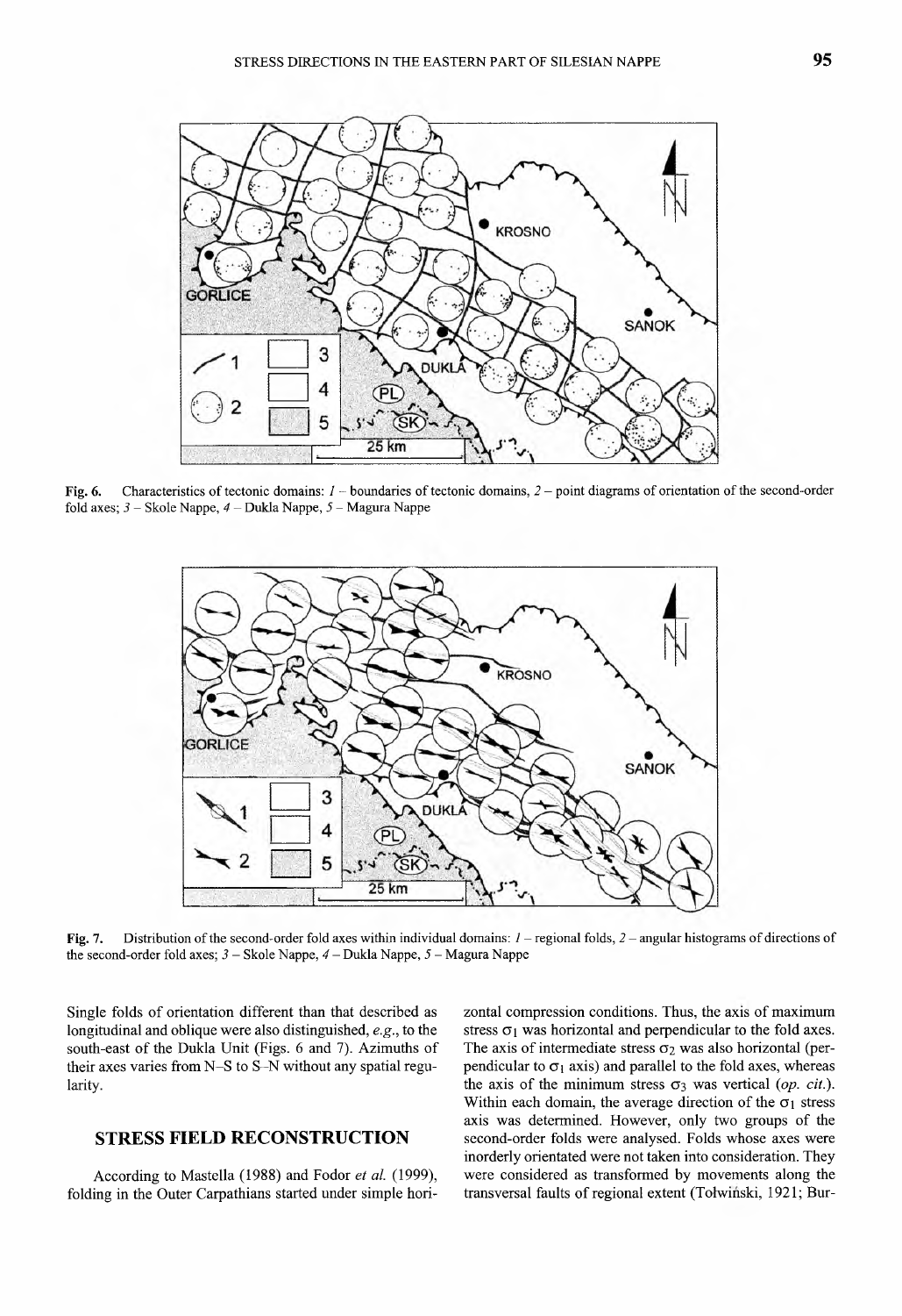Fig. 6. Characteristics of tectonic domains: *1* – boundaries of tectonic domains, *2* – point diagrams of orientation of the second-order fold axes; *3* – Skole Nappe, *4* – Dukla Nappe, *5* – Magura Nappe

Fig. 7. Distribution of the second-order fold axes within individual domains: *1* – regional folds, *2* – angular histograms of directions of the second-order fold axes; *3* – Skole Nappe, *4* – Dukla Nappe, *5* – Magura Nappe

Single folds of orientation different than that described as longitudinal and oblique were also distinguished, *e.g.*, to the south-east of the Dukla Unit (Figs. 6 and 7). Azimuths of their axes varies from N–S to S–N without any spatial regularity.

## STRESS FIELD RECONSTRUCTION

According to Mastella (1988) and Fodor *et al.* (1999), folding in the Outer Carpathians started under simple horizontal compression conditions. Thus, the axis of maximum stress $\sigma_1$ was horizontal and perpendicular to the fold axes. The axis of intermediate stress $\sigma_2$ was also horizontal (perpendicular to $\sigma_1$ axis) and parallel to the fold axes, whereas the axis of the minimum stress $\sigma_3$ was vertical (*op. cit.*). Within each domain, the average direction of the $\sigma_1$ stress axis was determined. However, only two groups of the second-order folds were analysed. Folds whose axes were inorderly orientated were not taken into consideration. They were considered as transformed by movements along the transversal faults of regional extent (Tołwiński, 1921; Bur-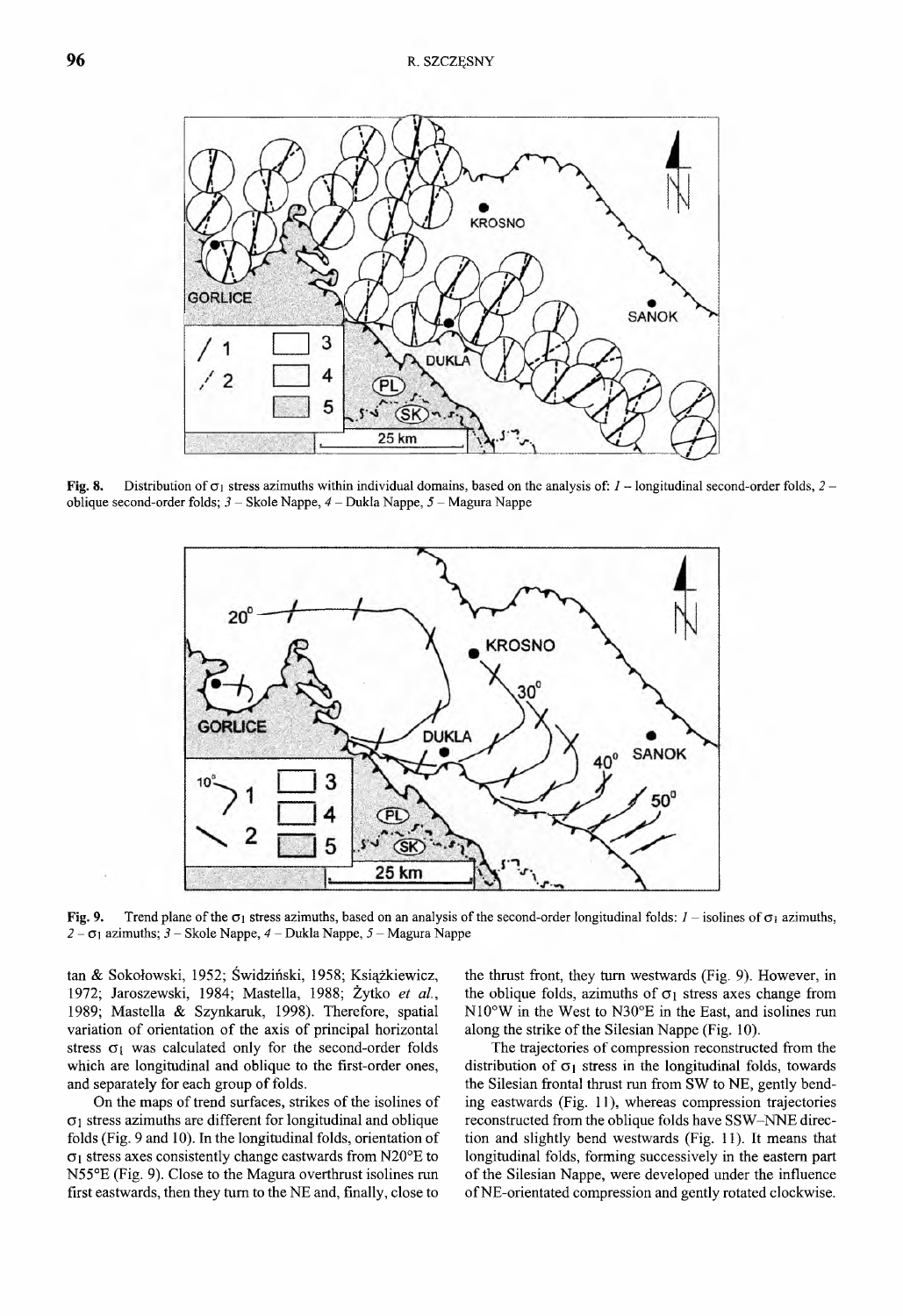Fig. 8. Distribution of $\sigma_1$ stress azimuths within individual domains, based on the analysis of: *1* – longitudinal second-order folds, *2* – oblique second-order folds; *3* – Skole Nappe, *4* – Dukla Nappe, *5* – Magura Nappe

Fig. 9. Trend plane of the $\sigma_1$ stress azimuths, based on an analysis of the second-order longitudinal folds: *1* – isolines of $\sigma_1$ azimuths, *2* – $\sigma_1$ azimuths; *3* – Skole Nappe, *4* – Dukla Nappe, *5* – Magura Nappe

tan & Sokołowski, 1952; Świdziński, 1958; Książkiewicz, 1972; Jaroszewski, 1984; Mastella, 1988; Żytko *et al.*, 1989; Mastella & Szynkaruk, 1998). Therefore, spatial variation of orientation of the axis of principal horizontal stress $\sigma_1$ was calculated only for the second-order folds which are longitudinal and oblique to the first-order ones, and separately for each group of folds.

On the maps of trend surfaces, strikes of the isolines of $\sigma_1$ stress azimuths are different for longitudinal and oblique folds (Fig. 9 and 10). In the longitudinal folds, orientation of $\sigma_1$ stress axes consistently change eastwards from N20°E to N55°E (Fig. 9). Close to the Magura overthrust isolines run first eastwards, then they turn to the NE and, finally, close to the thrust front, they turn westwards (Fig. 9). However, in the oblique folds, azimuths of $\sigma_1$ stress axes change from N10°W in the West to N30°E in the East, and isolines run along the strike of the Silesian Nappe (Fig. 10).

The trajectories of compression reconstructed from the distribution of $\sigma_1$ stress in the longitudinal folds, towards the Silesian frontal thrust run from SW to NE, gently bending eastwards (Fig. 11), whereas compression trajectories reconstructed from the oblique folds have SSW–NNE direction and slightly bend westwards (Fig. 11). It means that longitudinal folds, forming successively in the eastern part of the Silesian Nappe, were developed under the influence of NE-orientated compression and gently rotated clockwise.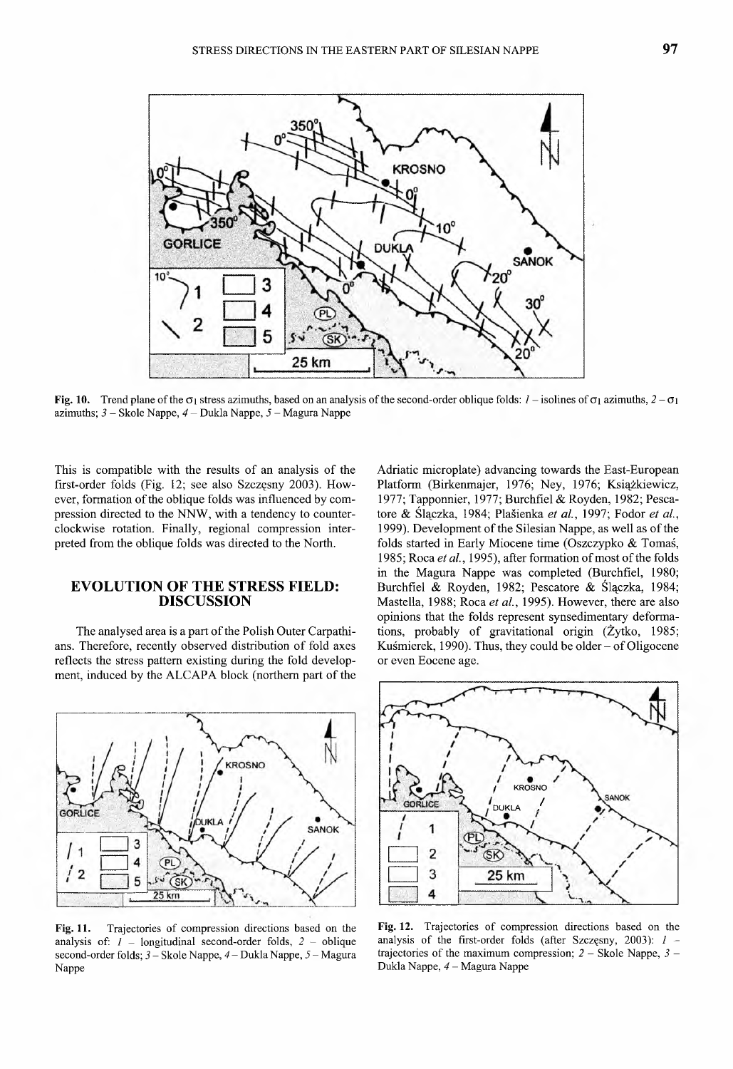Fig. 10. Trend plane of the $\sigma_1$ stress azimuths, based on an analysis of the second-order oblique folds: *1* – isolines of $\sigma_1$ azimuths, *2* – $\sigma_1$ azimuths; *3* – Skole Nappe, *4* – Dukla Nappe, *5* – Magura Nappe

This is compatible with the results of an analysis of the first-order folds (Fig. 12; see also Szczęsny 2003). However, formation of the oblique folds was influenced by compression directed to the NNW, with a tendency to counterclockwise rotation. Finally, regional compression interpreted from the oblique folds was directed to the North.

## EVOLUTION OF THE STRESS FIELD: DISCUSSION

The analysed area is a part of the Polish Outer Carpathians. Therefore, recently observed distribution of fold axes reflects the stress pattern existing during the fold development, induced by the ALCAPA block (northern part of the Adriatic microplate) advancing towards the East-European Platform (Birkenmajer, 1976; Ney, 1976; Książkiewicz, 1977; Tapponnier, 1977; Burchfiel & Royden, 1982; Pescatore & Ślączka, 1984; Plašienka *et al.*, 1997; Fodor *et al.*, 1999). Development of the Silesian Nappe, as well as of the folds started in Early Miocene time (Oszczypko & Tomaś, 1985; Roca *et al.*, 1995), after formation of most of the folds in the Magura Nappe was completed (Burchfiel, 1980; Burchfiel & Royden, 1982; Pescatore & Ślączka, 1984; Mastella, 1988; Roca *et al.*, 1995). However, there are also opinions that the folds represent synsedimentary deformations, probably of gravitational origin (Żytko, 1985; Kuśmierek, 1990). Thus, they could be older – of Oligocene or even Eocene age.

Fig. 11. Trajectories of compression directions based on the analysis of: *1* – longitudinal second-order folds, *2* – oblique second-order folds; *3* – Skole Nappe, *4* – Dukla Nappe, *5* – Magura Nappe

Fig. 12. Trajectories of compression directions based on the analysis of the first-order folds (after Szczęsny, 2003): *1* – trajectories of the maximum compression; *2* – Skole Nappe, *3* – Dukla Nappe, *4* – Magura Nappe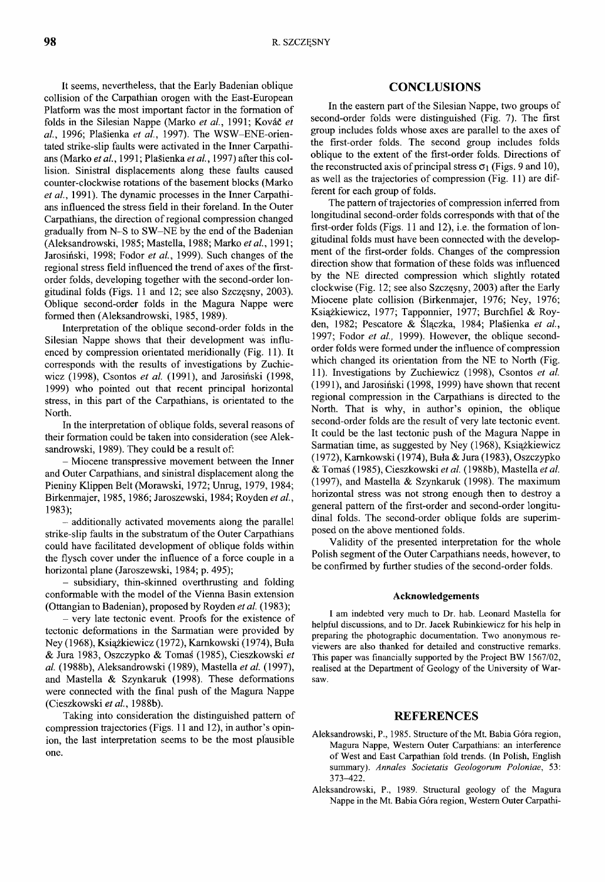It seems, nevertheless, that the Early Badenian oblique collision of the Carpathian orogen with the East-European Platform was the most important factor in the formation of folds in the Silesian Nappe (Marko *et al.*, 1991; Kováč *et al.*, 1996; Plašienka *et al.*, 1997). The WSW–ENE-orientated strike-slip faults were activated in the Inner Carpathians (Marko *et al.*, 1991; Plašienka *et al.*, 1997) after this collision. Sinistral displacements along these faults caused counter-clockwise rotations of the basement blocks (Marko *et al.*, 1991). The dynamic processes in the Inner Carpathians influenced the stress field in their foreland. In the Outer Carpathians, the direction of regional compression changed gradually from N–S to SW–NE by the end of the Badenian (Aleksandrowski, 1985; Mastella, 1988; Marko *et al.*, 1991; Jarosiński, 1998; Fodor *et al.*, 1999). Such changes of the regional stress field influenced the trend of axes of the first-order folds, developing together with the second-order longitudinal folds (Figs. 11 and 12; see also Szczęsny, 2003). Oblique second-order folds in the Magura Nappe were formed then (Aleksandrowski, 1985, 1989).

Interpretation of the oblique second-order folds in the Silesian Nappe shows that their development was influenced by compression orientated meridionally (Fig. 11). It corresponds with the results of investigations by Zuchiewicz (1998), Csontos *et al.* (1991), and Jarosiński (1998, 1999) who pointed out that recent principal horizontal stress, in this part of the Carpathians, is orientated to the North.

In the interpretation of oblique folds, several reasons of their formation could be taken into consideration (see Aleksandrowski, 1989). They could be a result of:

– Miocene transpressive movement between the Inner and Outer Carpathians, and sinistral displacement along the Pieniny Klippen Belt (Morawski, 1972; Unrug, 1979, 1984; Birkenmajer, 1985, 1986; Jaroszewski, 1984; Royden *et al.*, 1983);

– additionally activated movements along the parallel strike-slip faults in the substratum of the Outer Carpathians could have facilitated development of oblique folds within the flysch cover under the influence of a force couple in a horizontal plane (Jaroszewski, 1984; p. 495);

– subsidiary, thin-skinned overthrusting and folding conformable with the model of the Vienna Basin extension (Ottangian to Badenian), proposed by Royden *et al.* (1983);

– very late tectonic event. Proofs for the existence of tectonic deformations in the Sarmatian were provided by Ney (1968), Książkiewicz (1972), Karnkowski (1974), Buła & Jura 1983, Oszczypko & Tomaś (1985), Cieszkowski *et al.* (1988b), Aleksandrowski (1989), Mastella *et al.* (1997), and Mastella & Szynkaruk (1998). These deformations were connected with the final push of the Magura Nappe (Cieszkowski *et al.*, 1988b).

Taking into consideration the distinguished pattern of compression trajectories (Figs. 11 and 12), in author's opinion, the last interpretation seems to be the most plausible one.

## CONCLUSIONS

In the eastern part of the Silesian Nappe, two groups of second-order folds were distinguished (Fig. 7). The first group includes folds whose axes are parallel to the axes of the first-order folds. The second group includes folds oblique to the extent of the first-order folds. Directions of the reconstructed axis of principal stress $\sigma_1$ (Figs. 9 and 10), as well as the trajectories of compression (Fig. 11) are different for each group of folds.

The pattern of trajectories of compression inferred from longitudinal second-order folds corresponds with that of the first-order folds (Figs. 11 and 12), i.e. the formation of longitudinal folds must have been connected with the development of the first-order folds. Changes of the compression direction show that formation of these folds was influenced by the NE directed compression which slightly rotated clockwise (Fig. 12; see also Szczęsny, 2003) after the Early Miocene plate collision (Birkenmajer, 1976; Ney, 1976; Książkiewicz, 1977; Tapponnier, 1977; Burchfiel & Royden, 1982; Pescatore & Ślączka, 1984; Plašienka *et al.*, 1997; Fodor *et al.*, 1999). However, the oblique second-order folds were formed under the influence of compression which changed its orientation from the NE to North (Fig. 11). Investigations by Zuchiewicz (1998), Csontos *et al.* (1991), and Jarosiński (1998, 1999) have shown that recent regional compression in the Carpathians is directed to the North. That is why, in author's opinion, the oblique second-order folds are the result of very late tectonic event. It could be the last tectonic push of the Magura Nappe in Sarmatian time, as suggested by Ney (1968), Książkiewicz (1972), Karnkowski (1974), Buła & Jura (1983), Oszczypko & Tomaś (1985), Cieszkowski *et al.* (1988b), Mastella *et al.* (1997), and Mastella & Szynkaruk (1998). The maximum horizontal stress was not strong enough then to destroy a general pattern of the first-order and second-order longitudinal folds. The second-order oblique folds are superimposed on the above mentioned folds.

Validity of the presented interpretation for the whole Polish segment of the Outer Carpathians needs, however, to be confirmed by further studies of the second-order folds.

### Acknowledgements

I am indebted very much to Dr. hab. Leonard Mastella for helpful discussions, and to Dr. Jacek Rubinkiewicz for his help in preparing the photographic documentation. Two anonymous reviewers are also thanked for detailed and constructive remarks. This paper was financially supported by the Project BW 1567/02, realised at the Department of Geology of the University of Warsaw.

## REFERENCES

Aleksandrowski, P., 1985. Structure of the Mt. Babia Góra region, Magura Nappe, Western Outer Carpathians: an interference of West and East Carpathian fold trends. (In Polish, English summary). *Annales Societatis Geologorum Poloniae*, 53: 373–422.

Aleksandrowski, P., 1989. Structural geology of the Magura Nappe in the Mt. Babia Góra region, Western Outer Carpathi-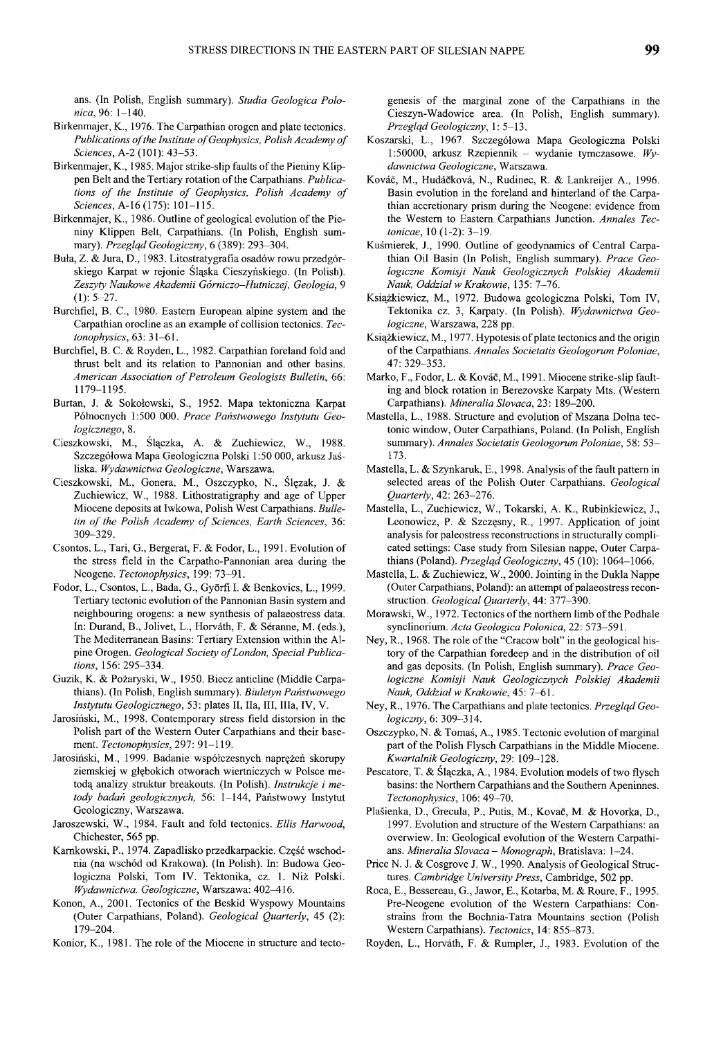ans. (In Polish, English summary). *Studia Geologica Polonica*, 96: 1–140.

Birkenmajer, K., 1976. The Carpathian orogen and plate tectonics. *Publications of the Institute of Geophysics, Polish Academy of Sciences*, A-2 (101): 43–53.

Birkenmajer, K., 1985. Major strike-slip faults of the Pieniny Klippen Belt and the Tertiary rotation of the Carpathians. *Publications of the Institute of Geophysics, Polish Academy of Sciences*, A-16 (175): 101–115.

Birkenmajer, K., 1986. Outline of geological evolution of the Pieniny Klippen Belt, Carpathians. (In Polish, English summary). *Przegląd Geologiczny*, 6 (389): 293–304.

Buła, Z. & Jura, D., 1983. Litostratygrafia osadów rowu przedgórskiego Karpat w rejonie Śląska Cieszyńskiego. (In Polish). *Zeszyty Naukowe Akademii Górniczo-Hutniczej, Geologia*, 9 (1): 5–27.

Burchfiel, B. C., 1980. Eastern European alpine system and the Carpathian orocline as an example of collision tectonics. *Tectonophysics*, 63: 31–61.

Burchfiel, B. C. & Royden, L., 1982. Carpathian foreland fold and thrust belt and its relation to Pannonian and other basins. *American Association of Petroleum Geologists Bulletin*, 66: 1179–1195.

Burtan, J. & Sokołowski, S., 1952. Mapa tektoniczna Karpat Północnych 1:500 000. *Prace Państwowego Instytutu Geologicznego*, 8.

Cieszkowski, M., Ślączka, A. & Zuchiewicz, W., 1988. Szczegółowa Mapa Geologiczna Polski 1:50 000, arkusz Jaśliska. *Wydawnictwa Geologiczne*, Warszawa.

Cieszkowski, M., Gonera, M., Oszczypko, N., Ślęzak, J. & Zuchiewicz, W., 1988. Lithostratigraphy and age of Upper Miocene deposits at Iwkowa, Polish West Carpathians. *Bulletin of the Polish Academy of Sciences, Earth Sciences*, 36: 309–329.

Csontos, L., Tari, G., Bergerat, F. & Fodor, L., 1991. Evolution of the stress field in the Carpatho-Pannonian area during the Neogene. *Tectonophysics*, 199: 73–91.

Fodor, L., Csontos, L., Bada, G., Györfi I. & Benkovics, L., 1999. Tertiary tectonic evolution of the Pannonian Basin system and neighbouring orogens: a new synthesis of palaeostress data. In: Durand, B., Jolivet, L., Horváth, F. & Séranne, M. (eds.), The Mediterranean Basins: Tertiary Extension within the Alpine Orogen. *Geological Society of London, Special Publications*, 156: 295–334.

Guzik, K. & Pożaryski, W., 1950. Biecz anticline (Middle Carpathians). (In Polish, English summary). *Biuletyn Państwowego Instytutu Geologicznego*, 53: plates II, IIa, III, IIIa, IV, V.

Jarosiński, M., 1998. Contemporary stress field distorsion in the Polish part of the Western Outer Carpathians and their basement. *Tectonophysics*, 297: 91–119.

Jarosiński, M., 1999. Badanie współczesnych naprężeń skorupy ziemskiej w głębokich otworach wiertniczych w Polsce metodą analizy struktur breakouts. (In Polish). *Instrukcje i metody badań geologicznych*, 56: 1–144, Państwowy Instytut Geologiczny, Warszawa.

Jaroszewski, W., 1984. Fault and fold tectonics. *Ellis Harwood*, Chichester, 565 pp.

Karnkowski, P., 1974. Zapadlisko przedkarpackie. Część wschodnia (na wschód od Krakowa). (In Polish). In: Budowa Geologiczna Polski, Tom IV. Tektonika, cz. 1. Niż Polski. *Wydawnictwa. Geologiczne*, Warszawa: 402–416.

Konon, A., 2001. Tectonics of the Beskid Wyspowy Mountains (Outer Carpathians, Poland). *Geological Quarterly*, 45 (2): 179–204.

Konior, K., 1981. The role of the Miocene in structure and tectogenesis of the marginal zone of the Carpathians in the Cieszyn-Wadowice area. (In Polish, English summary). *Przegląd Geologiczny*, 1: 5–13.

Koszarski, L., 1967. Szczegółowa Mapa Geologiczna Polski 1:50000, arkusz Rzepiennik – wydanie tymczasowe. *Wydawnictwa Geologiczne*, Warszawa.

Kováč, M., Hudáčková, N., Rudinec, R. & Lankreijer A., 1996. Basin evolution in the foreland and hinterland of the Carpathian accretionary prism during the Neogene: evidence from the Western to Eastern Carpathians Junction. *Annales Tectonicae*, 10 (1-2): 3–19.

Kuśmierek, J., 1990. Outline of geodynamics of Central Carpathian Oil Basin (In Polish, English summary). *Prace Geologiczne Komisji Nauk Geologicznych Polskiej Akademii Nauk, Oddział w Krakowie*, 135: 7–76.

Książkiewicz, M., 1972. Budowa geologiczna Polski, Tom IV, Tektonika cz. 3, Karpaty. (In Polish). *Wydawnictwa Geologiczne*, Warszawa, 228 pp.

Książkiewicz, M., 1977. Hypotesis of plate tectonics and the origin of the Carpathians. *Annales Societatis Geologorum Poloniae*, 47: 329–353.

Marko, F., Fodor, L. & Kováč, M., 1991. Miocene strike-slip faulting and block rotation in Berezovske Karpaty Mts. (Western Carpathians). *Mineralia Slovaca*, 23: 189–200.

Mastella, L., 1988. Structure and evolution of Mszana Dolna tectonic window, Outer Carpathians, Poland. (In Polish, English summary). *Annales Societatis Geologorum Poloniae*, 58: 53–173.

Mastella, L. & Szynkaruk, E., 1998. Analysis of the fault pattern in selected areas of the Polish Outer Carpathians. *Geological Quarterly*, 42: 263–276.

Mastella, L., Zuchiewicz, W., Tokarski, A. K., Rubinkiewicz, J., Leonowicz, P. & Szczęsny, R., 1997. Application of joint analysis for paleostress reconstructions in structurally complicated settings: Case study from Silesian nappe, Outer Carpathians (Poland). *Przegląd Geologiczny*, 45 (10): 1064–1066.

Mastella, L. & Zuchiewicz, W., 2000. Jointing in the Dukla Nappe (Outer Carpathians, Poland): an attempt of palaeostress reconstruction. *Geological Quarterly*, 44: 377–390.

Morawski, W., 1972. Tectonics of the northern limb of the Podhale synclinorium. *Acta Geologica Polonica*, 22: 573–591.

Ney, R., 1968. The role of the "Cracow bolt" in the geological history of the Carpathian foredeep and in the distribution of oil and gas deposits. (In Polish, English summary). *Prace Geologiczne Komisji Nauk Geologicznych Polskiej Akademii Nauk, Oddział w Krakowie*, 45: 7–61.

Ney, R., 1976. The Carpathians and plate tectonics. *Przegląd Geologiczny*, 6: 309–314.

Oszczypko, N. & Tomaś, A., 1985. Tectonic evolution of marginal part of the Polish Flysch Carpathians in the Middle Miocene. *Kwartalnik Geologiczny*, 29: 109–128.

Pescatore, T. & Ślączka, A., 1984. Evolution models of two flysch basins: the Northern Carpathians and the Southern Apeninnes. *Tectonophysics*, 106: 49–70.

Plašienka, D., Grecula, P., Putis, M., Kovač, M. & Hovorka, D., 1997. Evolution and structure of the Western Carpathians: an overview. In: Geological evolution of the Western Carpathians. *Mineralia Slovaca – Monograph*, Bratislava: 1–24.

Price N. J. & Cosgrove J. W., 1990. Analysis of Geological Structures. *Cambridge University Press*, Cambridge, 502 pp.

Roca, E., Bessereau, G., Jawor, E., Kotarba, M. & Roure, F., 1995. Pre-Neogene evolution of the Western Carpathians: Constrains from the Bochnia-Tatra Mountains section (Polish Western Carpathians). *Tectonics*, 14: 855–873.

Royden, L., Horváth, F. & Rumpler, J., 1983. Evolution of the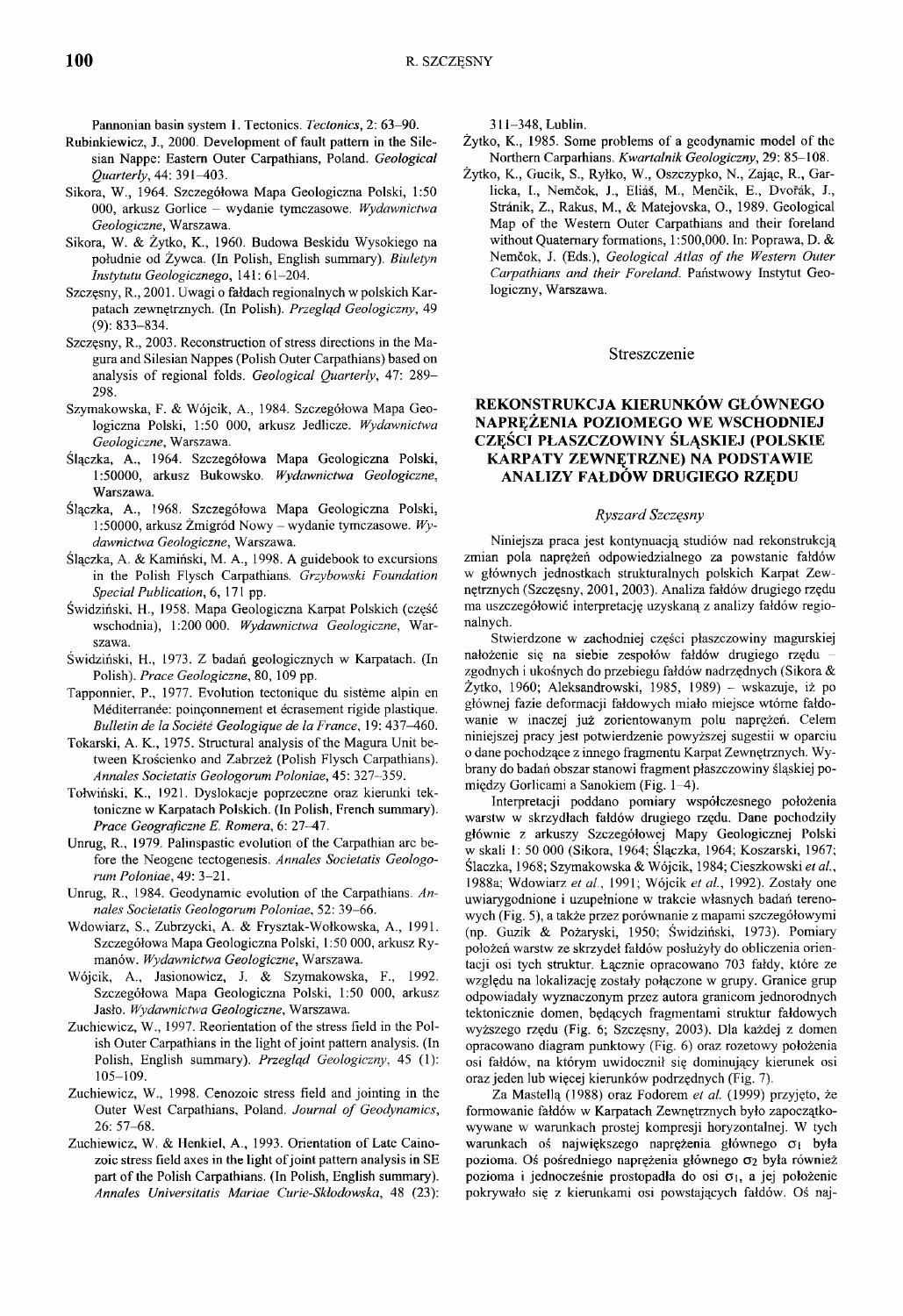Pannonian basin system 1. Tectonics. *Tectonics*, 2: 63–90.

Rubinkiewicz, J., 2000. Development of fault pattern in the Silesian Nappe: Eastern Outer Carpathians, Poland. *Geological Quarterly*, 44: 391–403.

Sikora, W., 1964. Szczegółowa Mapa Geologiczna Polski, 1:50 000, arkusz Gorlice – wydanie tymczasowe. *Wydawnictwa Geologiczne*, Warszawa.

Sikora, W. & Żytko, K., 1960. Budowa Beskidu Wysokiego na południe od Żywca. (In Polish, English summary). *Biuletyn Instytutu Geologicznego*, 141: 61–204.

Szczęsny, R., 2001. Uwagi o fałdach regionalnych w polskich Karpatach zewnętrznych. (In Polish). *Przegląd Geologiczny*, 49 (9): 833–834.

Szczęsny, R., 2003. Reconstruction of stress directions in the Magura and Silesian Nappes (Polish Outer Carpathians) based on analysis of regional folds. *Geological Quarterly*, 47: 289–298.

Szymakowska, F. & Wójcik, A., 1984. Szczegółowa Mapa Geologiczna Polski, 1:50 000, arkusz Jedlicze. *Wydawnictwa Geologiczne*, Warszawa.

Ślączka, A., 1964. Szczegółowa Mapa Geologiczna Polski, 1:50000, arkusz Bukowsko. *Wydawnictwa Geologiczne*, Warszawa.

Ślączka, A., 1968. Szczegółowa Mapa Geologiczna Polski, 1:50000, arkusz Żmigród Nowy – wydanie tymczasowe. *Wydawnictwa Geologiczne*, Warszawa.

Ślączka, A. & Kamiński, M. A., 1998. A guidebook to excursions in the Polish Flysch Carpathians. *Grzybowski Foundation Special Publication*, 6, 171 pp.

Świdziński, H., 1958. Mapa Geologiczna Karpat Polskich (część wschodnia), 1:200 000. *Wydawnictwa Geologiczne*, Warszawa.

Świdziński, H., 1973. Z badań geologicznych w Karpatach. (In Polish). *Prace Geologiczne*, 80, 109 pp.

Tapponnier, P., 1977. Evolution tectonique du système alpin en Méditerranée: poinçonnement et écrasement rigide plastique. *Bulletin de la Société Geologique de la France*, 19: 437–460.

Tokarski, A. K., 1975. Structural analysis of the Magura Unit between Krościenko and Zabrzeż (Polish Flysch Carpathians). *Annales Societatis Geologorum Poloniae*, 45: 327–359.

Tołwiński, K., 1921. Dyslokacje poprzeczne oraz kierunki tektoniczne w Karpatach Polskich. (In Polish, French summary). *Prace Geograficzne E. Romera*, 6: 27–47.

Unrug, R., 1979. Palinspastic evolution of the Carpathian arc before the Neogene tectogenesis. *Annales Societatis Geologorum Poloniae*, 49: 3–21.

Unrug, R., 1984. Geodynamic evolution of the Carpathians. *Annales Societatis Geologorum Poloniae*, 52: 39–66.

Wdowiarz, S., Zubrzycki, A. & Frysztak-Wołkowska, A., 1991. Szczegółowa Mapa Geologiczna Polski, 1:50 000, arkusz Rymanów. *Wydawnictwa Geologiczne*, Warszawa.

Wójcik, A., Jasionowicz, J. & Szymakowska, F., 1992. Szczegółowa Mapa Geologiczna Polski, 1:50 000, arkusz Jasło. *Wydawnictwa Geologiczne*, Warszawa.

Zuchiewicz, W., 1997. Reorientation of the stress field in the Polish Outer Carpathians in the light of joint pattern analysis. (In Polish, English summary). *Przegląd Geologiczny*, 45 (1): 105–109.

Zuchiewicz, W., 1998. Cenozoic stress field and jointing in the Outer West Carpathians, Poland. *Journal of Geodynamics*, 26: 57–68.

Zuchiewicz, W. & Henkiel, A., 1993. Orientation of Late Cainozoic stress field axes in the light of joint pattern analysis in SE part of the Polish Carpathians. (In Polish, English summary). *Annales Universitatis Mariae Curie-Skłodowska*, 48 (23): 311–348, Lublin.

Żytko, K., 1985. Some problems of a geodynamic model of the Northern Carparhians. *Kwartalnik Geologiczny*, 29: 85–108.

Żytko, K., Gucik, S., Ryłko, W., Oszczypko, N., Zając, R., Garlicka, I., Nemčok, J., Eliáš, M., Menčik, E., Dvořák, J., Stránik, Z., Rakus, M., & Matejovska, O., 1989. Geological Map of the Western Outer Carpathians and their foreland without Quaternary formations, 1:500,000. In: Poprawa, D. & Nemčok, J. (Eds.), *Geological Atlas of the Western Outer Carpathians and their Foreland*. Państwowy Instytut Geologiczny, Warszawa.

## Streszczenie

### REKONSTRUKCJA KIERUNKÓW GŁÓWNEGO NAPRĘŻENIA POZIOMEGO WE WSCHODNIEJ CZĘŚCI PŁASZCZOWINY ŚLĄSKIEJ (POLSKIE KARPATY ZEWNĘTRZNE) NA PODSTAWIE ANALIZY FAŁDÓW DRUGIEGO RZĘDU

*Ryszard Szczęsny*

Niniejsza praca jest kontynuacją studiów nad rekonstrukcją zmian pola naprężeń odpowiedzialnego za powstanie fałdów w głównych jednostkach strukturalnych polskich Karpat Zewnętrznych (Szczęsny, 2001, 2003). Analiza fałdów drugiego rzędu ma uszczegółowić interpretację uzyskaną z analizy fałdów regionalnych.

Stwierdzone w zachodniej części płaszczowiny magurskiej nałożenie się na siebie zespołów fałdów drugiego rzędu – zgodnych i ukośnych do przebiegu fałdów nadrzędnych (Sikora & Żytko, 1960; Aleksandrowski, 1985, 1989) – wskazuje, iż po głównej fazie deformacji fałdowych miało miejsce wtórne fałdowanie w inaczej już zorientowanym polu naprężeń. Celem niniejszej pracy jest potwierdzenie powyższej sugestii w oparciu o dane pochodzące z innego fragmentu Karpat Zewnętrznych. Wybrany do badań obszar stanowi fragment płaszczowiny śląskiej pomiędzy Gorlicami a Sanokiem (Fig. 1–4).

Interpretacji poddano pomiary współczesnego położenia warstw w skrzydłach fałdów drugiego rzędu. Dane pochodziły głównie z arkuszy Szczegółowej Mapy Geologicznej Polski w skali 1: 50 000 (Sikora, 1964; Ślączka, 1964; Koszarski, 1967; Ślaczka, 1968; Szymakowska & Wójcik, 1984; Cieszkowski *et al.*, 1988a; Wdowiarz *et al.*, 1991; Wójcik *et al.*, 1992). Zostały one uwiarygodnione i uzupełnione w trakcie własnych badań terenowych (Fig. 5), a także przez porównanie z mapami szczegółowymi (np. Guzik & Pożaryski, 1950; Świdziński, 1973). Pomiary położeń warstw ze skrzydeł fałdów posłużyły do obliczenia orientacji osi tych struktur. Łącznie opracowano 703 fałdy, które ze względu na lokalizację zostały połączone w grupy. Granice grup odpowiadały wyznaczonym przez autora granicom jednorodnych tektonicznie domen, będących fragmentami struktur fałdowych wyższego rzędu (Fig. 6; Szczęsny, 2003). Dla każdej z domen opracowano diagram punktowy (Fig. 6) oraz rozetowy położenia osi fałdów, na którym uwidocznił się dominujący kierunek osi oraz jeden lub więcej kierunków podrzędnych (Fig. 7).

Za Mastellą (1988) oraz Fodorem *et al.* (1999) przyjęto, że formowanie fałdów w Karpatach Zewnętrznych było zapoczątkowywane w warunkach prostej kompresji horyzontalnej. W tych warunkach oś największego naprężenia głównego $\sigma_1$ była pozioma. Oś pośredniego naprężenia głównego $\sigma_2$ była również pozioma i jednocześnie prostopadła do osi $\sigma_1$, a jej położenie pokrywało się z kierunkami osi powstających fałdów. Oś naj-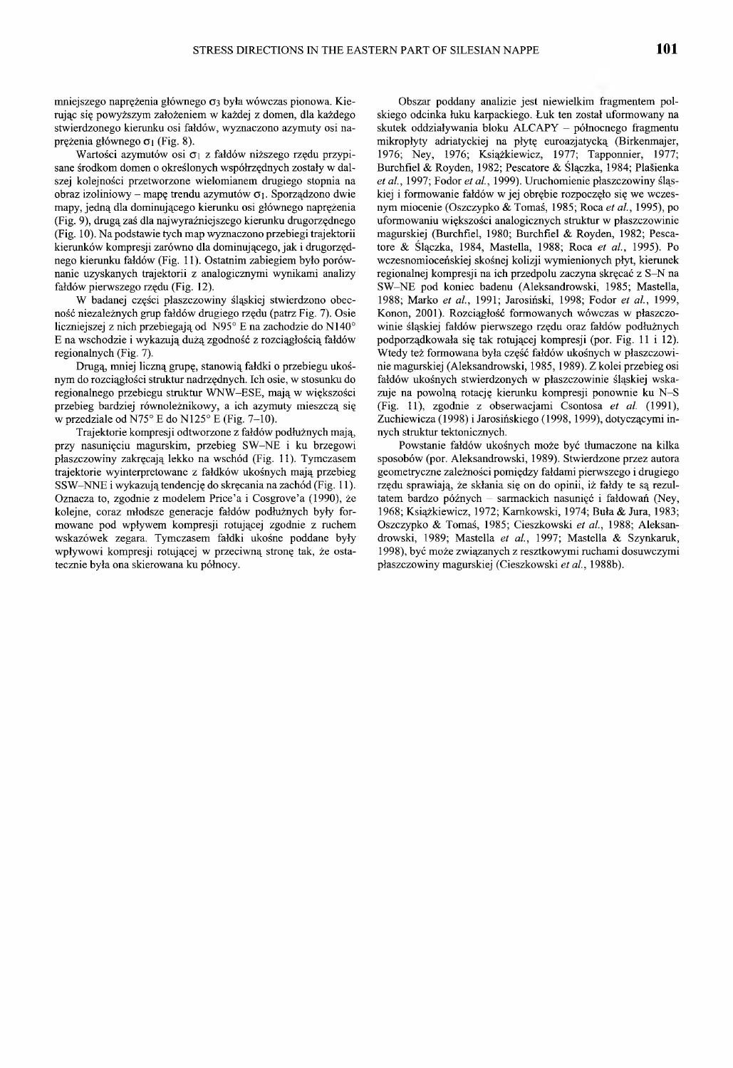mniejszego naprężenia głównego $\sigma_3$ była wówczas pionowa. Kierując się powyższym założeniem w każdej z domen, dla każdego stwierdzonego kierunku osi fałdów, wyznaczono azymuty osi naprężenia głównego $\sigma_1$ (Fig. 8).

Wartości azymutów osi $\sigma_1$ z fałdów niższego rzędu przypisane środkom domen o określonych współrzędnych zostały w dalszej kolejności przetworzone wielomianem drugiego stopnia na obraz izoliniowy – mapę trendu azymutów $\sigma_1$. Sporządzono dwie mapy, jedną dla dominującego kierunku osi głównego naprężenia (Fig. 9), drugą zaś dla najwyraźniejszego kierunku drugorzędnego (Fig. 10). Na podstawie tych map wyznaczono przebiegi trajektorii kierunków kompresji zarówno dla dominującego, jak i drugorzędnego kierunku fałdów (Fig. 11). Ostatnim zabiegiem było porównanie uzyskanych trajektorii z analogicznymi wynikami analizy fałdów pierwszego rzędu (Fig. 12).

W badanej części płaszczowiny śląskiej stwierdzono obecność niezależnych grup fałdów drugiego rzędu (patrz Fig. 7). Osie liczniejszej z nich przebiegają od N95° E na zachodzie do N140° E na wschodzie i wykazują dużą zgodność z rozciągłością fałdów regionalnych (Fig. 7).

Drugą, mniej liczną grupę, stanowią fałdki o przebiegu ukośnym do rozciągłości struktur nadrzędnych. Ich osie, w stosunku do regionalnego przebiegu struktur WNW–ESE, mają w większości przebieg bardziej równoleżnikowy, a ich azymuty mieszczą się w przedziale od N75° E do N125° E (Fig. 7–10).

Trajektorie kompresji odtworzone z fałdów podłużnych mają, przy nasunięciu magurskim, przebieg SW–NE i ku brzegowi płaszczowiny zakręcają lekko na wschód (Fig. 11). Tymczasem trajektorie wyinterpretowane z fałdków ukośnych mają przebieg SSW–NNE i wykazują tendencję do skręcania na zachód (Fig. 11). Oznacza to, zgodnie z modelem Price'a i Cosgrove'a (1990), że kolejne, coraz młodsze generacje fałdów podłużnych były formowane pod wpływem kompresji rotującej zgodnie z ruchem wskazówek zegara. Tymczasem fałdki ukośne poddane były wpływowi kompresji rotującej w przeciwną stronę tak, że ostatecznie była ona skierowana ku północy.

Obszar poddany analizie jest niewielkim fragmentem polskiego odcinka łuku karpackiego. Łuk ten został uformowany na skutek oddziaływania bloku ALCAPY – północnego fragmentu mikropłyty adriatyckiej na płytę euroazjatycką (Birkenmajer, 1976; Ney, 1976; Książkiewicz, 1977; Tapponnier, 1977; Burchfiel & Royden, 1982; Pescatore & Ślączka, 1984; Plašienka *et al.*, 1997; Fodor *et al.*, 1999). Uruchomienie płaszczowiny śląskiej i formowanie fałdów w jej obrębie rozpoczęło się we wczesnym miocenie (Oszczypko & Tomaś, 1985; Roca *et al.*, 1995), po uformowaniu większości analogicznych struktur w płaszczowinie magurskiej (Burchfiel, 1980; Burchfiel & Royden, 1982; Pescatore & Ślączka, 1984, Mastella, 1988; Roca *et al.*, 1995). Po wczesnomioceńskiej skośnej kolizji wymienionych płyt, kierunek regionalnej kompresji na ich przedpolu zaczyna skręcać z S–N na SW–NE pod koniec badenu (Aleksandrowski, 1985; Mastella, 1988; Marko *et al.*, 1991; Jarosiński, 1998; Fodor *et al.*, 1999, Konon, 2001). Rozciągłość formowanych wówczas w płaszczowinie śląskiej fałdów pierwszego rzędu oraz fałdów podłużnych podporządkowała się tak rotującej kompresji (por. Fig. 11 i 12). Wtedy też formowana była część fałdów ukośnych w płaszczowinie magurskiej (Aleksandrowski, 1985, 1989). Z kolei przebieg osi fałdów ukośnych stwierdzonych w płaszczowinie śląskiej wskazuje na powolną rotację kierunku kompresji ponownie ku N–S (Fig. 11), zgodnie z obserwacjami Csontosa *et al.* (1991), Zuchiewicza (1998) i Jarosińskiego (1998, 1999), dotyczącymi innych struktur tektonicznych.

Powstanie fałdów ukośnych może być tłumaczone na kilka sposobów (por. Aleksandrowski, 1989). Stwierdzone przez autora geometryczne zależności pomiędzy fałdami pierwszego i drugiego rzędu sprawiają, że skłania się on do opinii, iż fałdy te są rezultatem bardzo późnych – sarmackich nasunięć i fałdowań (Ney, 1968; Książkiewicz, 1972; Karnkowski, 1974; Buła & Jura, 1983; Oszczypko & Tomaś, 1985; Cieszkowski *et al.*, 1988; Aleksandrowski, 1989; Mastella *et al.*, 1997; Mastella & Szynkaruk, 1998), być może związanych z resztkowymi ruchami dosuwczymi płaszczowiny magurskiej (Cieszkowski *et al.*, 1988b).